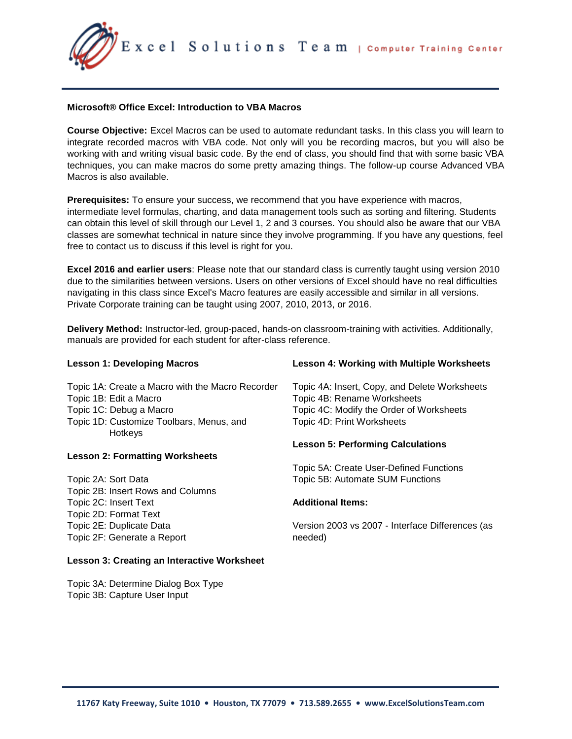# Microsoft® Office Excel: Introduction to VBA Macros

**Course Objective:** Excel Macros can be used to automate redundant tasks. In this class you will learn to integrate recorded macros with VBA code. Not only will you be recording macros, but you will also be working with and writing visual basic code. By the end of class, you should find that with some basic VBA techniques, you can make macros do some pretty amazing things. The follow-up course Advanced VBA Macros is also available.

**Prerequisites:** To ensure your success, we recommend that you have experience with macros, intermediate level formulas, charting, and data management tools such as sorting and filtering. Students can obtain this level of skill through our Level 1, 2 and 3 courses. You should also be aware that our VBA classes are somewhat technical in nature since they involve programming. If you have any questions, feel free to contact us to discuss if this level is right for you.

**Excel 2016 and earlier users**: Please note that our standard class is currently taught using version 2010 due to the similarities between versions. Users on other versions of Excel should have no real difficulties navigating in this class since Excel's Macro features are easily accessible and similar in all versions. Private Corporate training can be taught using 2007, 2010, 2013, or 2016.

**Delivery Method:** Instructor-led, group-paced, hands-on classroom-training with activities. Additionally, manuals are provided for each student for after-class reference.

**Lesson 1: Developing Macros**

Topic 1A: Create a Macro with the Macro Recorder
Topic 1B: Edit a Macro
Topic 1C: Debug a Macro
Topic 1D: Customize Toolbars, Menus, and Hotkeys

**Lesson 2: Formatting Worksheets**

Topic 2A: Sort Data
Topic 2B: Insert Rows and Columns
Topic 2C: Insert Text
Topic 2D: Format Text
Topic 2E: Duplicate Data
Topic 2F: Generate a Report

**Lesson 3: Creating an Interactive Worksheet**

Topic 3A: Determine Dialog Box Type
Topic 3B: Capture User Input

**Lesson 4: Working with Multiple Worksheets**

Topic 4A: Insert, Copy, and Delete Worksheets
Topic 4B: Rename Worksheets
Topic 4C: Modify the Order of Worksheets
Topic 4D: Print Worksheets

**Lesson 5: Performing Calculations**

Topic 5A: Create User-Defined Functions
Topic 5B: Automate SUM Functions

**Additional Items:**

Version 2003 vs 2007 - Interface Differences (as needed)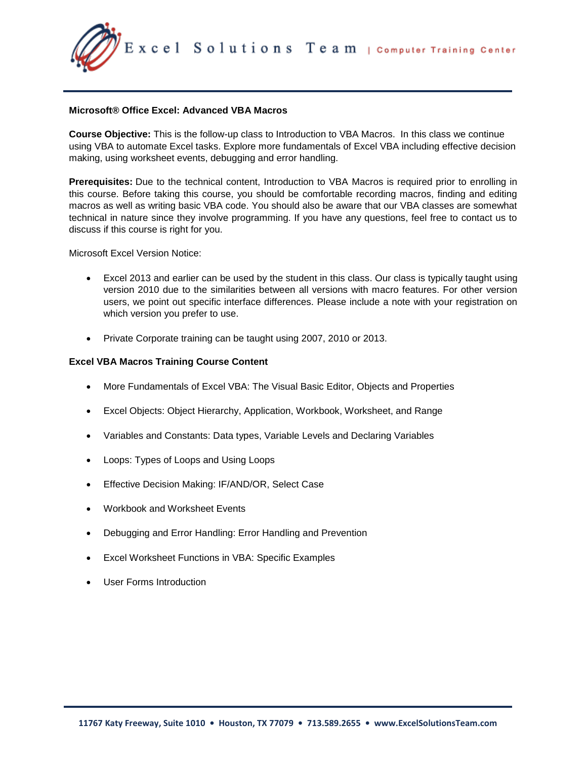## Microsoft® Office Excel: Advanced VBA Macros

**Course Objective:** This is the follow-up class to Introduction to VBA Macros. In this class we continue using VBA to automate Excel tasks. Explore more fundamentals of Excel VBA including effective decision making, using worksheet events, debugging and error handling.

**Prerequisites:** Due to the technical content, Introduction to VBA Macros is required prior to enrolling in this course. Before taking this course, you should be comfortable recording macros, finding and editing macros as well as writing basic VBA code. You should also be aware that our VBA classes are somewhat technical in nature since they involve programming. If you have any questions, feel free to contact us to discuss if this course is right for you.

Microsoft Excel Version Notice:

- Excel 2013 and earlier can be used by the student in this class. Our class is typically taught using version 2010 due to the similarities between all versions with macro features. For other version users, we point out specific interface differences. Please include a note with your registration on which version you prefer to use.
- Private Corporate training can be taught using 2007, 2010 or 2013.

### Excel VBA Macros Training Course Content

- More Fundamentals of Excel VBA: The Visual Basic Editor, Objects and Properties
- Excel Objects: Object Hierarchy, Application, Workbook, Worksheet, and Range
- Variables and Constants: Data types, Variable Levels and Declaring Variables
- Loops: Types of Loops and Using Loops
- Effective Decision Making: IF/AND/OR, Select Case
- Workbook and Worksheet Events
- Debugging and Error Handling: Error Handling and Prevention
- Excel Worksheet Functions in VBA: Specific Examples
- User Forms Introduction